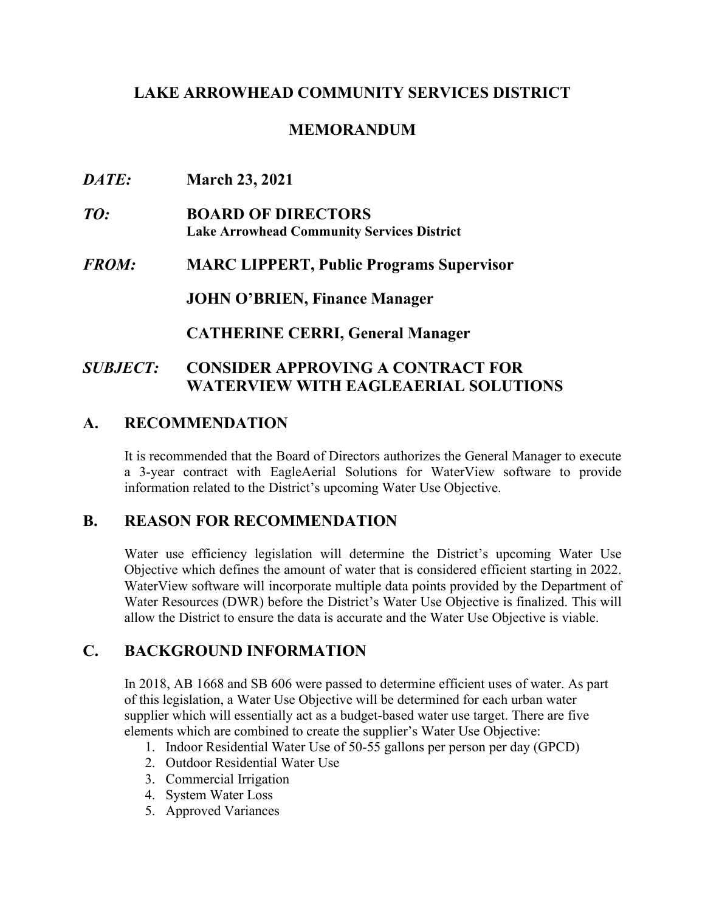# LAKE ARROWHEAD COMMUNITY SERVICES DISTRICT

## MEMORANDUM

***DATE:*** **March 23, 2021**

***TO:*** **BOARD OF DIRECTORS**
**Lake Arrowhead Community Services District**

***FROM:*** **MARC LIPPERT, Public Programs Supervisor**

**JOHN O'BRIEN, Finance Manager**

**CATHERINE CERRI, General Manager**

***SUBJECT:*** **CONSIDER APPROVING A CONTRACT FOR WATERVIEW WITH EAGLEAERIAL SOLUTIONS**

## A. RECOMMENDATION

It is recommended that the Board of Directors authorizes the General Manager to execute a 3-year contract with EagleAerial Solutions for WaterView software to provide information related to the District's upcoming Water Use Objective.

## B. REASON FOR RECOMMENDATION

Water use efficiency legislation will determine the District's upcoming Water Use Objective which defines the amount of water that is considered efficient starting in 2022. WaterView software will incorporate multiple data points provided by the Department of Water Resources (DWR) before the District's Water Use Objective is finalized. This will allow the District to ensure the data is accurate and the Water Use Objective is viable.

## C. BACKGROUND INFORMATION

In 2018, AB 1668 and SB 606 were passed to determine efficient uses of water. As part of this legislation, a Water Use Objective will be determined for each urban water supplier which will essentially act as a budget-based water use target. There are five elements which are combined to create the supplier's Water Use Objective:

1. Indoor Residential Water Use of 50-55 gallons per person per day (GPCD)
2. Outdoor Residential Water Use
3. Commercial Irrigation
4. System Water Loss
5. Approved Variances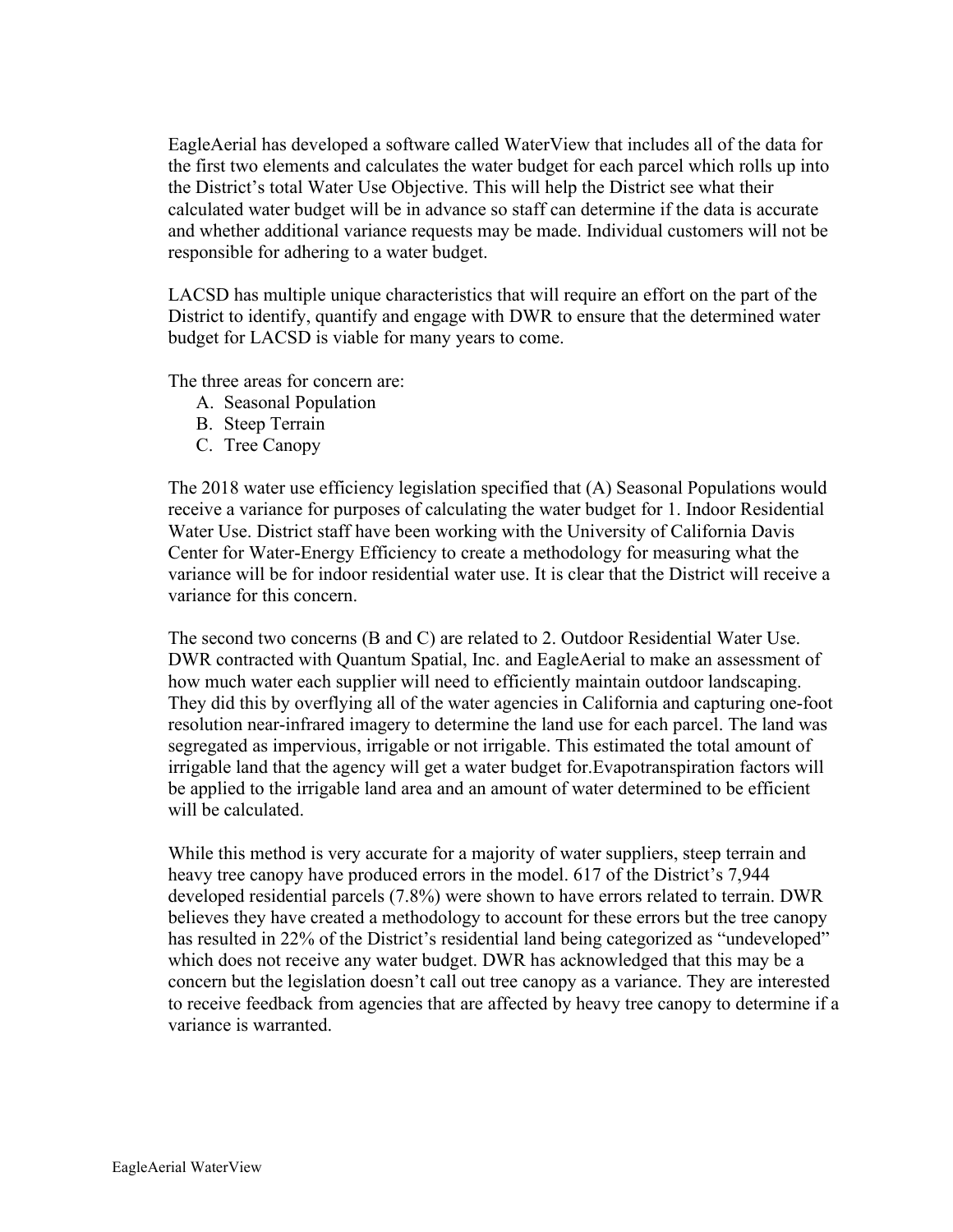EagleAerial has developed a software called WaterView that includes all of the data for the first two elements and calculates the water budget for each parcel which rolls up into the District's total Water Use Objective. This will help the District see what their calculated water budget will be in advance so staff can determine if the data is accurate and whether additional variance requests may be made. Individual customers will not be responsible for adhering to a water budget.

LACSD has multiple unique characteristics that will require an effort on the part of the District to identify, quantify and engage with DWR to ensure that the determined water budget for LACSD is viable for many years to come.

The three areas for concern are:

A. Seasonal Population
B. Steep Terrain
C. Tree Canopy

The 2018 water use efficiency legislation specified that (A) Seasonal Populations would receive a variance for purposes of calculating the water budget for 1. Indoor Residential Water Use. District staff have been working with the University of California Davis Center for Water-Energy Efficiency to create a methodology for measuring what the variance will be for indoor residential water use. It is clear that the District will receive a variance for this concern.

The second two concerns (B and C) are related to 2. Outdoor Residential Water Use. DWR contracted with Quantum Spatial, Inc. and EagleAerial to make an assessment of how much water each supplier will need to efficiently maintain outdoor landscaping. They did this by overflying all of the water agencies in California and capturing one-foot resolution near-infrared imagery to determine the land use for each parcel. The land was segregated as impervious, irrigable or not irrigable. This estimated the total amount of irrigable land that the agency will get a water budget for.Evapotranspiration factors will be applied to the irrigable land area and an amount of water determined to be efficient will be calculated.

While this method is very accurate for a majority of water suppliers, steep terrain and heavy tree canopy have produced errors in the model. 617 of the District's 7,944 developed residential parcels (7.8%) were shown to have errors related to terrain. DWR believes they have created a methodology to account for these errors but the tree canopy has resulted in 22% of the District's residential land being categorized as "undeveloped" which does not receive any water budget. DWR has acknowledged that this may be a concern but the legislation doesn't call out tree canopy as a variance. They are interested to receive feedback from agencies that are affected by heavy tree canopy to determine if a variance is warranted.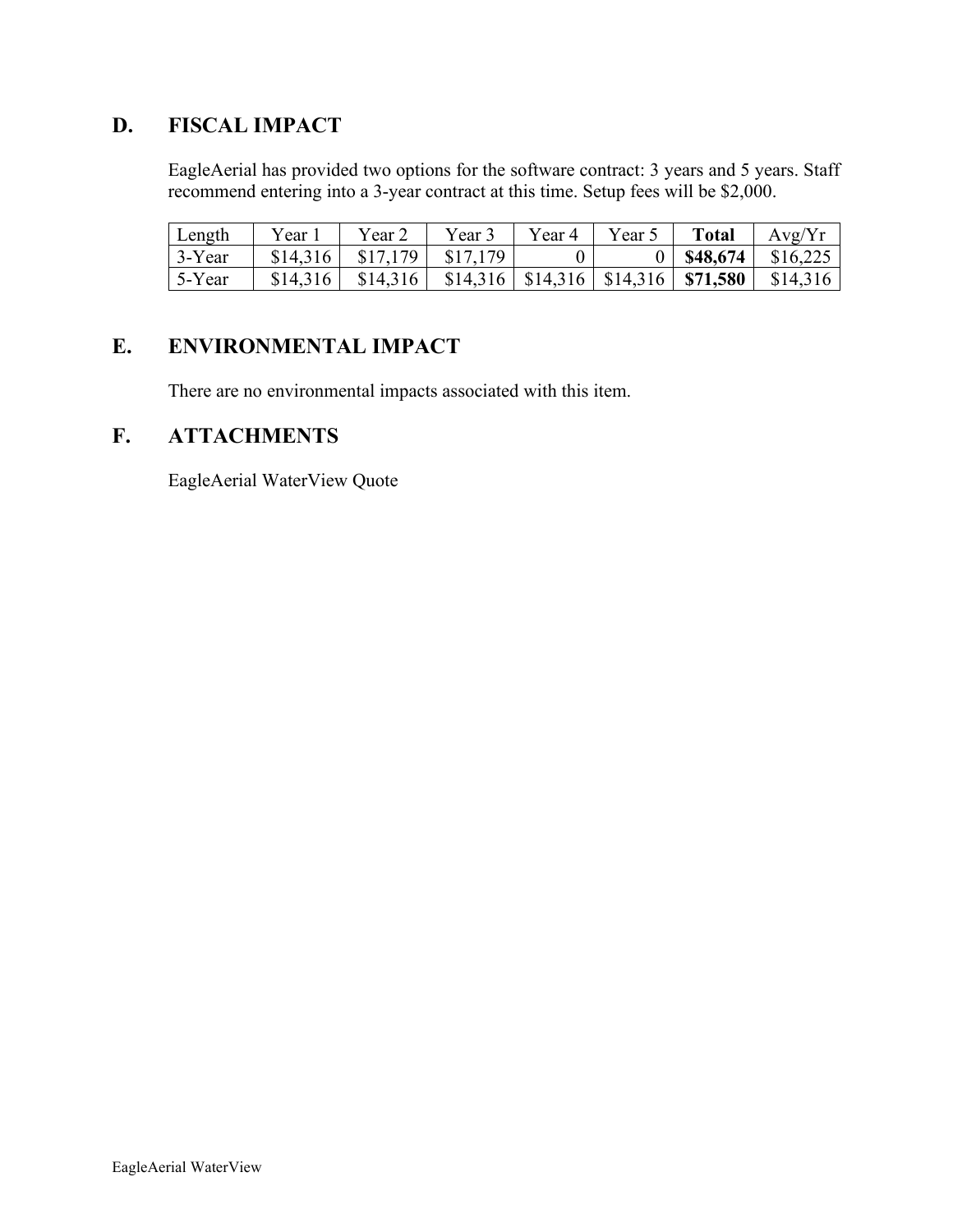## D. FISCAL IMPACT

EagleAerial has provided two options for the software contract: 3 years and 5 years. Staff recommend entering into a 3-year contract at this time. Setup fees will be $2,000.

| Length | Year 1 | Year 2 | Year 3 | Year 4 | Year 5 | **Total** | Avg/Yr |
|---|---|---|---|---|---|---|---|
| 3-Year | $14,316 | $17,179 | $17,179 | 0 | 0 | **$48,674** | $16,225 |
| 5-Year | $14,316 | $14,316 | $14,316 | $14,316 | $14,316 | **$71,580** | $14,316 |

## E. ENVIRONMENTAL IMPACT

There are no environmental impacts associated with this item.

## F. ATTACHMENTS

EagleAerial WaterView Quote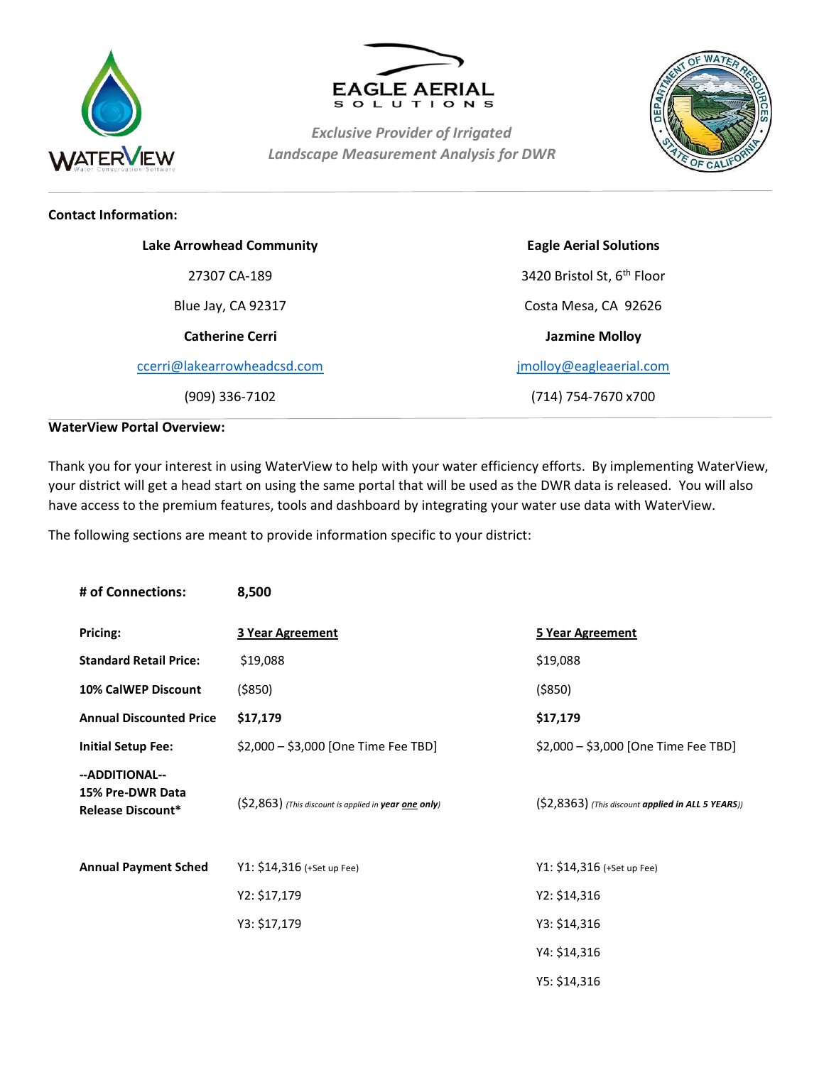**EAGLE AERIAL SOLUTIONS**

*Exclusive Provider of Irrigated Landscape Measurement Analysis for DWR*

---

**Contact Information:**

| **Lake Arrowhead Community** | **Eagle Aerial Solutions** |
|---|---|
| 27307 CA-189 | 3420 Bristol St, 6th Floor |
| Blue Jay, CA 92317 | Costa Mesa, CA 92626 |
| **Catherine Cerri** | **Jazmine Molloy** |
| ccerri@lakearrowheadcsd.com | jmolloy@eagleaerial.com |
| (909) 336-7102 | (714) 754-7670 x700 |

---

**WaterView Portal Overview:**

Thank you for your interest in using WaterView to help with your water efficiency efforts. By implementing WaterView, your district will get a head start on using the same portal that will be used as the DWR data is released. You will also have access to the premium features, tools and dashboard by integrating your water use data with WaterView.

The following sections are meant to provide information specific to your district:

| **# of Connections:** | **8,500** | |
|---|---|---|
| **Pricing:** | **3 Year Agreement** | **5 Year Agreement** |
| **Standard Retail Price:** | $19,088 | $19,088 |
| **10% CalWEP Discount** | ($850) | ($850) |
| **Annual Discounted Price** | **$17,179** | **$17,179** |
| **Initial Setup Fee:** | $2,000 – $3,000 [One Time Fee TBD] | $2,000 – $3,000 [One Time Fee TBD] |
| **--ADDITIONAL-- 15% Pre-DWR Data Release Discount*** | ($2,863) *(This discount is applied in **year one only**)* | ($2,8363) *(This discount **applied in ALL 5 YEARS**))* |
| **Annual Payment Sched** | Y1: $14,316 (+Set up Fee) | Y1: $14,316 (+Set up Fee) |
| | Y2: $17,179 | Y2: $14,316 |
| | Y3: $17,179 | Y3: $14,316 |
| | | Y4: $14,316 |
| | | Y5: $14,316 |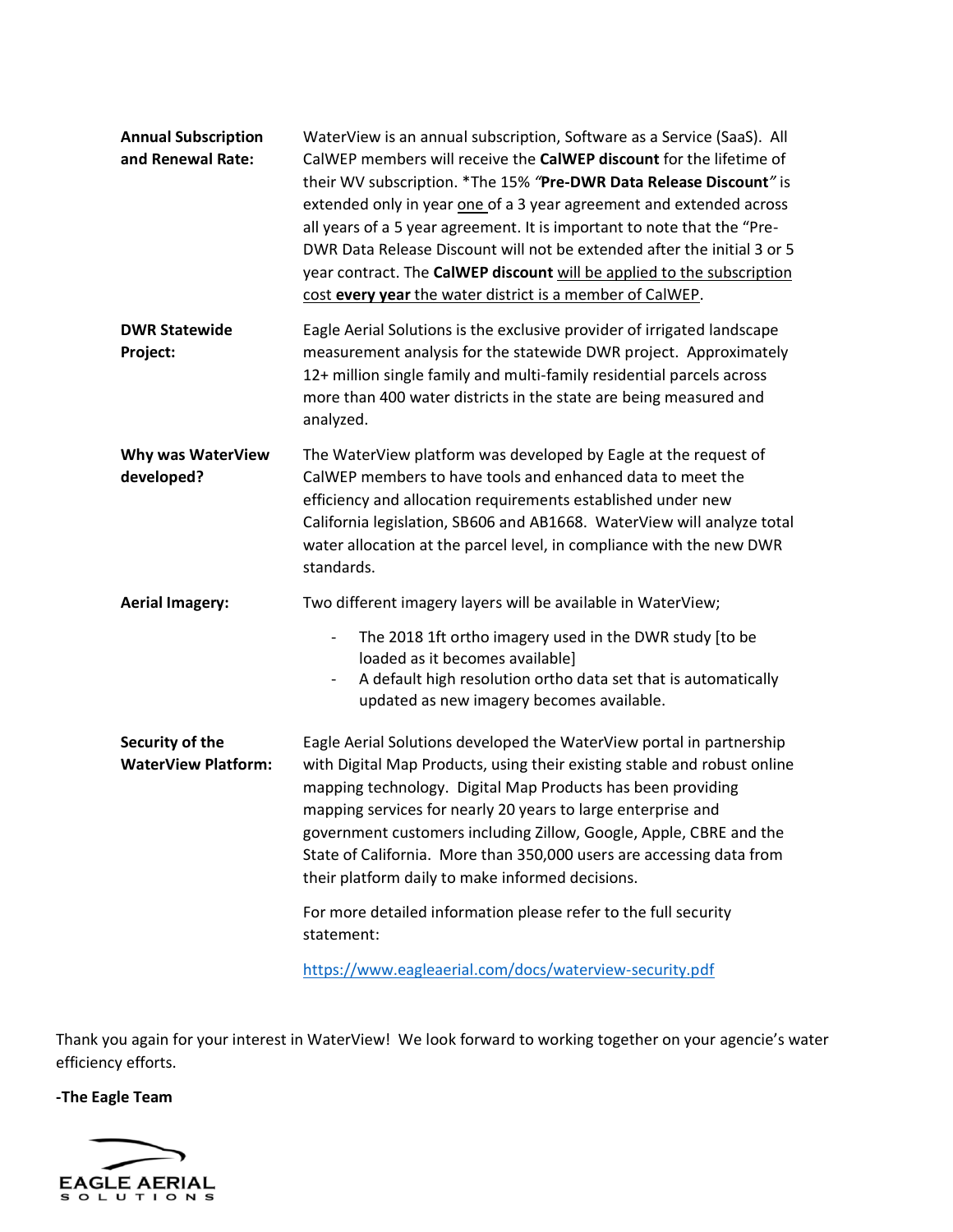| | |
|---|---|
| **Annual Subscription and Renewal Rate:** | WaterView is an annual subscription, Software as a Service (SaaS). All CalWEP members will receive the **CalWEP discount** for the lifetime of their WV subscription. *The 15% *"***Pre-DWR Data Release Discount****"* is extended only in year one of a 3 year agreement and extended across all years of a 5 year agreement. It is important to note that the "Pre-DWR Data Release Discount will not be extended after the initial 3 or 5 year contract. The **CalWEP discount** will be applied to the subscription cost **every year** the water district is a member of CalWEP. |
| **DWR Statewide Project:** | Eagle Aerial Solutions is the exclusive provider of irrigated landscape measurement analysis for the statewide DWR project. Approximately 12+ million single family and multi-family residential parcels across more than 400 water districts in the state are being measured and analyzed. |
| **Why was WaterView developed?** | The WaterView platform was developed by Eagle at the request of CalWEP members to have tools and enhanced data to meet the efficiency and allocation requirements established under new California legislation, SB606 and AB1668. WaterView will analyze total water allocation at the parcel level, in compliance with the new DWR standards. |
| **Aerial Imagery:** | Two different imagery layers will be available in WaterView;<br>- The 2018 1ft ortho imagery used in the DWR study [to be loaded as it becomes available]<br>- A default high resolution ortho data set that is automatically updated as new imagery becomes available. |
| **Security of the WaterView Platform:** | Eagle Aerial Solutions developed the WaterView portal in partnership with Digital Map Products, using their existing stable and robust online mapping technology. Digital Map Products has been providing mapping services for nearly 20 years to large enterprise and government customers including Zillow, Google, Apple, CBRE and the State of California. More than 350,000 users are accessing data from their platform daily to make informed decisions.<br><br>For more detailed information please refer to the full security statement:<br><br>https://www.eagleaerial.com/docs/waterview-security.pdf |

Thank you again for your interest in WaterView! We look forward to working together on your agencie's water efficiency efforts.

**-The Eagle Team**

EAGLE AERIAL
SOLUTIONS